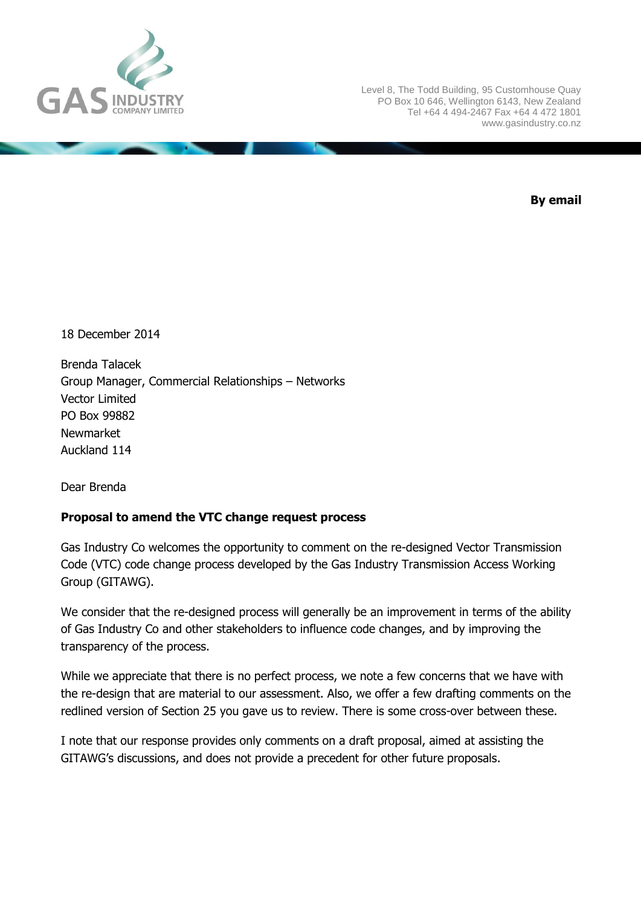GAS INDUSTRY COMPANY LIMITED

Level 8, The Todd Building, 95 Customhouse Quay
PO Box 10 646, Wellington 6143, New Zealand
Tel +64 4 494-2467 Fax +64 4 472 1801
www.gasindustry.co.nz

**By email**

18 December 2014

Brenda Talacek
Group Manager, Commercial Relationships – Networks
Vector Limited
PO Box 99882
Newmarket
Auckland 114

Dear Brenda

**Proposal to amend the VTC change request process**

Gas Industry Co welcomes the opportunity to comment on the re-designed Vector Transmission Code (VTC) code change process developed by the Gas Industry Transmission Access Working Group (GITAWG).

We consider that the re-designed process will generally be an improvement in terms of the ability of Gas Industry Co and other stakeholders to influence code changes, and by improving the transparency of the process.

While we appreciate that there is no perfect process, we note a few concerns that we have with the re-design that are material to our assessment. Also, we offer a few drafting comments on the redlined version of Section 25 you gave us to review. There is some cross-over between these.

I note that our response provides only comments on a draft proposal, aimed at assisting the GITAWG's discussions, and does not provide a precedent for other future proposals.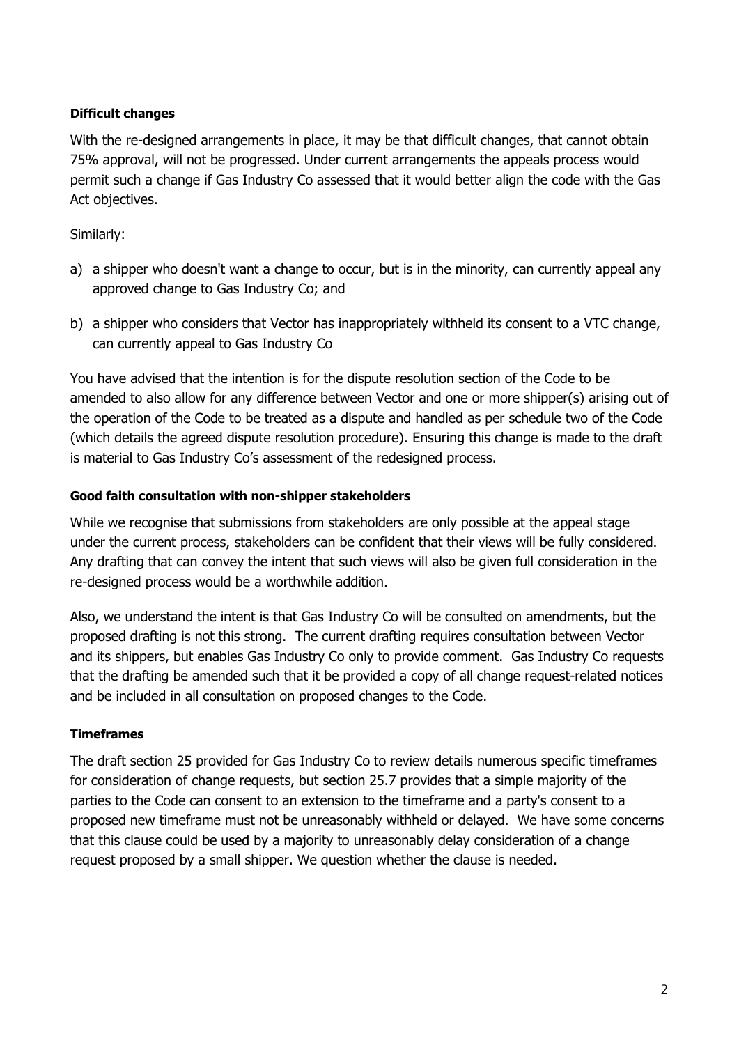**Difficult changes**

With the re-designed arrangements in place, it may be that difficult changes, that cannot obtain 75% approval, will not be progressed. Under current arrangements the appeals process would permit such a change if Gas Industry Co assessed that it would better align the code with the Gas Act objectives.

Similarly:

a) a shipper who doesn't want a change to occur, but is in the minority, can currently appeal any approved change to Gas Industry Co; and

b) a shipper who considers that Vector has inappropriately withheld its consent to a VTC change, can currently appeal to Gas Industry Co

You have advised that the intention is for the dispute resolution section of the Code to be amended to also allow for any difference between Vector and one or more shipper(s) arising out of the operation of the Code to be treated as a dispute and handled as per schedule two of the Code (which details the agreed dispute resolution procedure). Ensuring this change is made to the draft is material to Gas Industry Co's assessment of the redesigned process.

**Good faith consultation with non-shipper stakeholders**

While we recognise that submissions from stakeholders are only possible at the appeal stage under the current process, stakeholders can be confident that their views will be fully considered. Any drafting that can convey the intent that such views will also be given full consideration in the re-designed process would be a worthwhile addition.

Also, we understand the intent is that Gas Industry Co will be consulted on amendments, but the proposed drafting is not this strong. The current drafting requires consultation between Vector and its shippers, but enables Gas Industry Co only to provide comment. Gas Industry Co requests that the drafting be amended such that it be provided a copy of all change request-related notices and be included in all consultation on proposed changes to the Code.

**Timeframes**

The draft section 25 provided for Gas Industry Co to review details numerous specific timeframes for consideration of change requests, but section 25.7 provides that a simple majority of the parties to the Code can consent to an extension to the timeframe and a party's consent to a proposed new timeframe must not be unreasonably withheld or delayed. We have some concerns that this clause could be used by a majority to unreasonably delay consideration of a change request proposed by a small shipper. We question whether the clause is needed.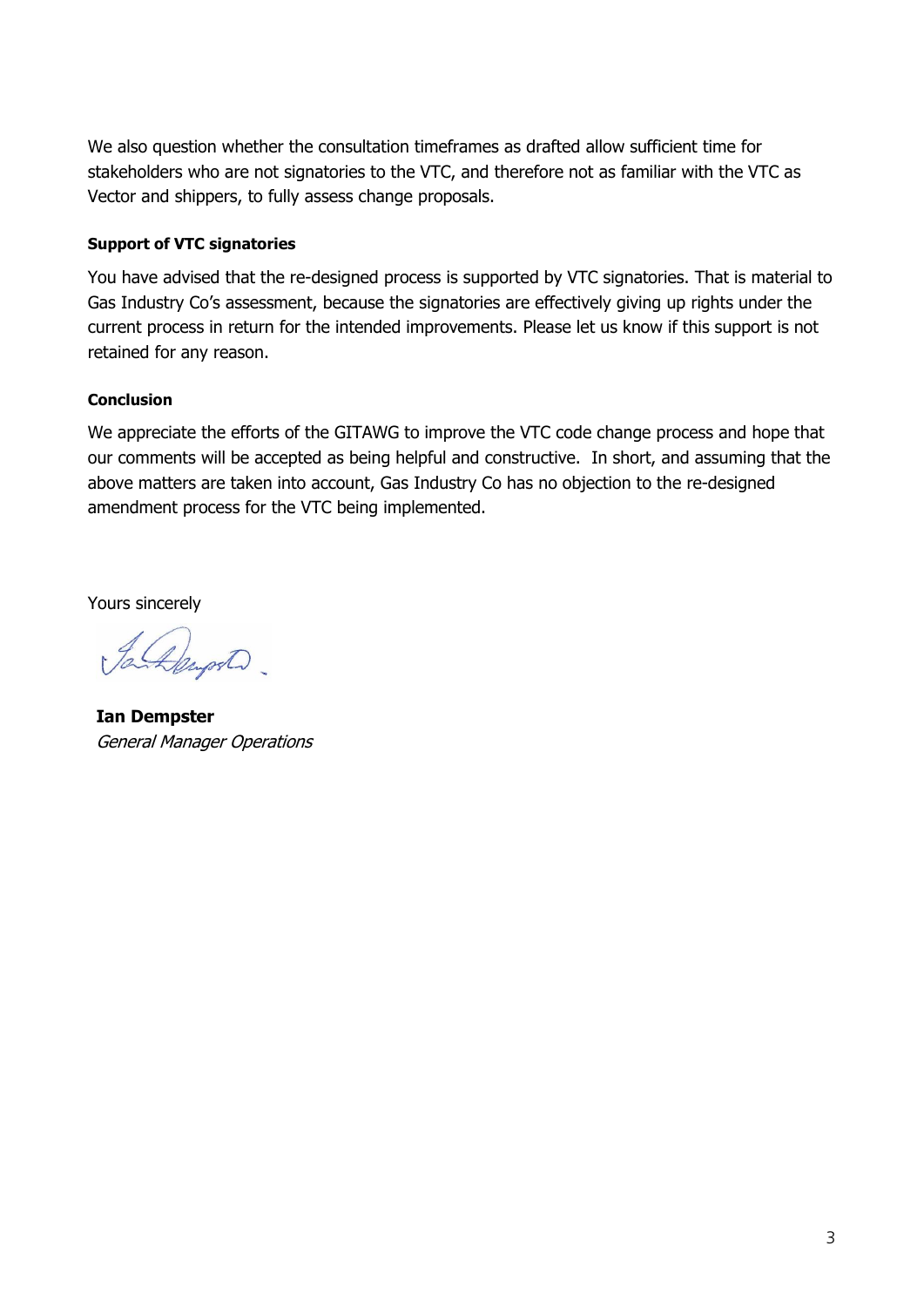We also question whether the consultation timeframes as drafted allow sufficient time for stakeholders who are not signatories to the VTC, and therefore not as familiar with the VTC as Vector and shippers, to fully assess change proposals.

**Support of VTC signatories**

You have advised that the re-designed process is supported by VTC signatories. That is material to Gas Industry Co's assessment, because the signatories are effectively giving up rights under the current process in return for the intended improvements. Please let us know if this support is not retained for any reason.

**Conclusion**

We appreciate the efforts of the GITAWG to improve the VTC code change process and hope that our comments will be accepted as being helpful and constructive. In short, and assuming that the above matters are taken into account, Gas Industry Co has no objection to the re-designed amendment process for the VTC being implemented.

Yours sincerely

**Ian Dempster**
*General Manager Operations*